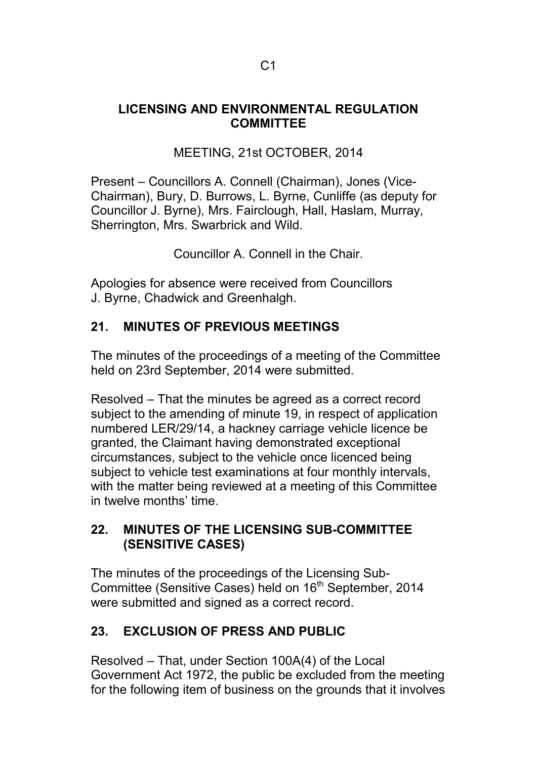C1

# LICENSING AND ENVIRONMENTAL REGULATION COMMITTEE

MEETING, 21st OCTOBER, 2014

Present – Councillors A. Connell (Chairman), Jones (Vice-Chairman), Bury, D. Burrows, L. Byrne, Cunliffe (as deputy for Councillor J. Byrne), Mrs. Fairclough, Hall, Haslam, Murray, Sherrington, Mrs. Swarbrick and Wild.

Councillor A. Connell in the Chair.

Apologies for absence were received from Councillors J. Byrne, Chadwick and Greenhalgh.

## 21. MINUTES OF PREVIOUS MEETINGS

The minutes of the proceedings of a meeting of the Committee held on 23rd September, 2014 were submitted.

Resolved – That the minutes be agreed as a correct record subject to the amending of minute 19, in respect of application numbered LER/29/14, a hackney carriage vehicle licence be granted, the Claimant having demonstrated exceptional circumstances, subject to the vehicle once licenced being subject to vehicle test examinations at four monthly intervals, with the matter being reviewed at a meeting of this Committee in twelve months' time.

## 22. MINUTES OF THE LICENSING SUB-COMMITTEE (SENSITIVE CASES)

The minutes of the proceedings of the Licensing Sub-Committee (Sensitive Cases) held on 16th September, 2014 were submitted and signed as a correct record.

## 23. EXCLUSION OF PRESS AND PUBLIC

Resolved – That, under Section 100A(4) of the Local Government Act 1972, the public be excluded from the meeting for the following item of business on the grounds that it involves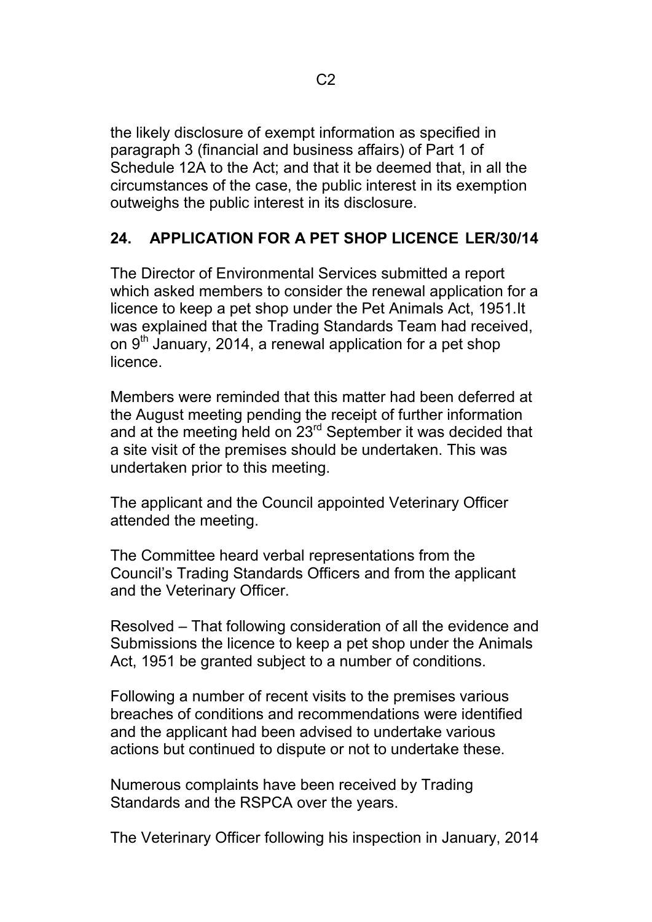the likely disclosure of exempt information as specified in paragraph 3 (financial and business affairs) of Part 1 of Schedule 12A to the Act; and that it be deemed that, in all the circumstances of the case, the public interest in its exemption outweighs the public interest in its disclosure.

## 24. APPLICATION FOR A PET SHOP LICENCE LER/30/14

The Director of Environmental Services submitted a report which asked members to consider the renewal application for a licence to keep a pet shop under the Pet Animals Act, 1951.It was explained that the Trading Standards Team had received, on 9th January, 2014, a renewal application for a pet shop licence.

Members were reminded that this matter had been deferred at the August meeting pending the receipt of further information and at the meeting held on 23rd September it was decided that a site visit of the premises should be undertaken. This was undertaken prior to this meeting.

The applicant and the Council appointed Veterinary Officer attended the meeting.

The Committee heard verbal representations from the Council's Trading Standards Officers and from the applicant and the Veterinary Officer.

Resolved – That following consideration of all the evidence and Submissions the licence to keep a pet shop under the Animals Act, 1951 be granted subject to a number of conditions.

Following a number of recent visits to the premises various breaches of conditions and recommendations were identified and the applicant had been advised to undertake various actions but continued to dispute or not to undertake these.

Numerous complaints have been received by Trading Standards and the RSPCA over the years.

The Veterinary Officer following his inspection in January, 2014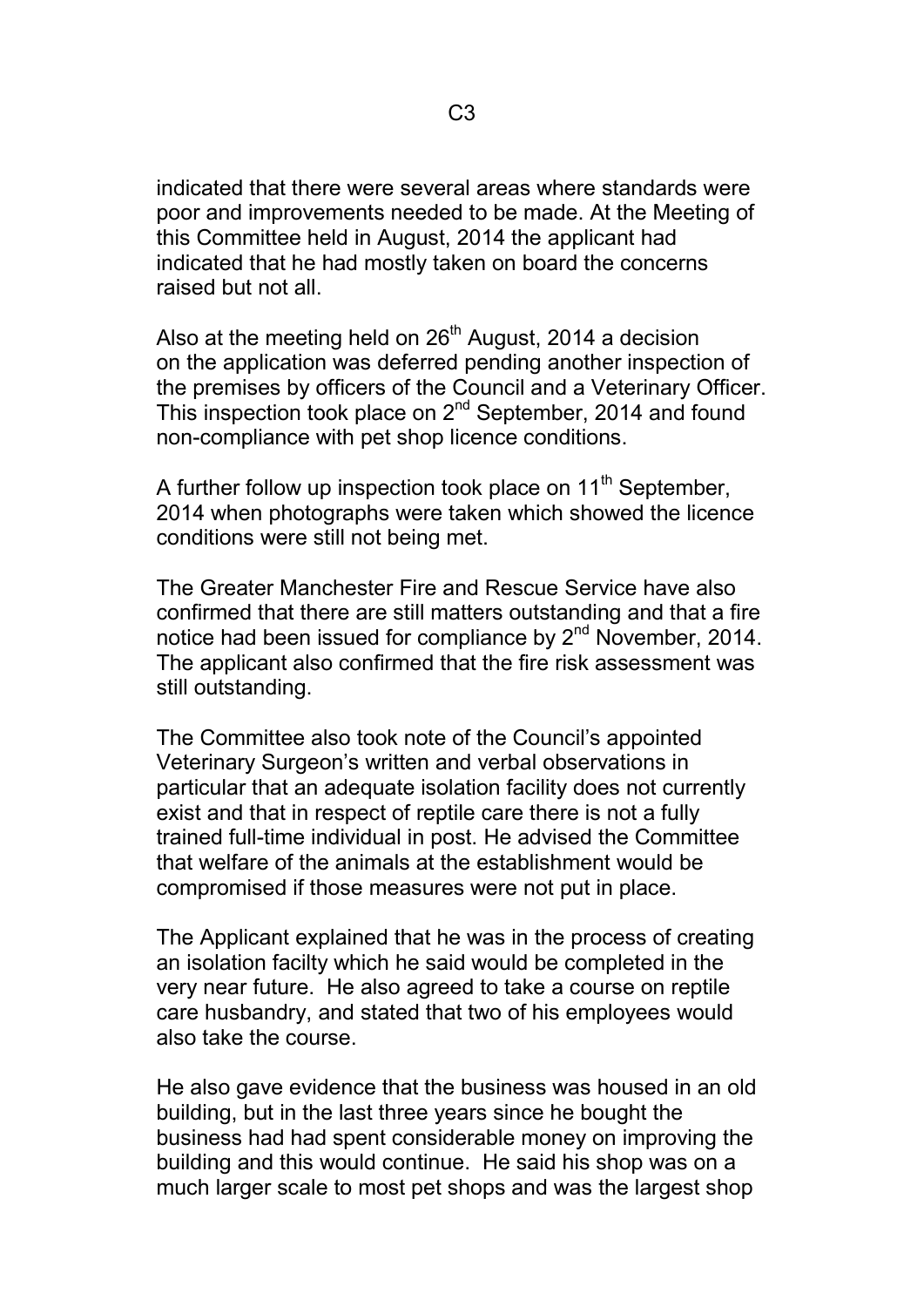indicated that there were several areas where standards were poor and improvements needed to be made. At the Meeting of this Committee held in August, 2014 the applicant had indicated that he had mostly taken on board the concerns raised but not all.

Also at the meeting held on 26th August, 2014 a decision on the application was deferred pending another inspection of the premises by officers of the Council and a Veterinary Officer. This inspection took place on 2nd September, 2014 and found non-compliance with pet shop licence conditions.

A further follow up inspection took place on 11th September, 2014 when photographs were taken which showed the licence conditions were still not being met.

The Greater Manchester Fire and Rescue Service have also confirmed that there are still matters outstanding and that a fire notice had been issued for compliance by 2nd November, 2014. The applicant also confirmed that the fire risk assessment was still outstanding.

The Committee also took note of the Council's appointed Veterinary Surgeon's written and verbal observations in particular that an adequate isolation facility does not currently exist and that in respect of reptile care there is not a fully trained full-time individual in post. He advised the Committee that welfare of the animals at the establishment would be compromised if those measures were not put in place.

The Applicant explained that he was in the process of creating an isolation facilty which he said would be completed in the very near future. He also agreed to take a course on reptile care husbandry, and stated that two of his employees would also take the course.

He also gave evidence that the business was housed in an old building, but in the last three years since he bought the business had had spent considerable money on improving the building and this would continue. He said his shop was on a much larger scale to most pet shops and was the largest shop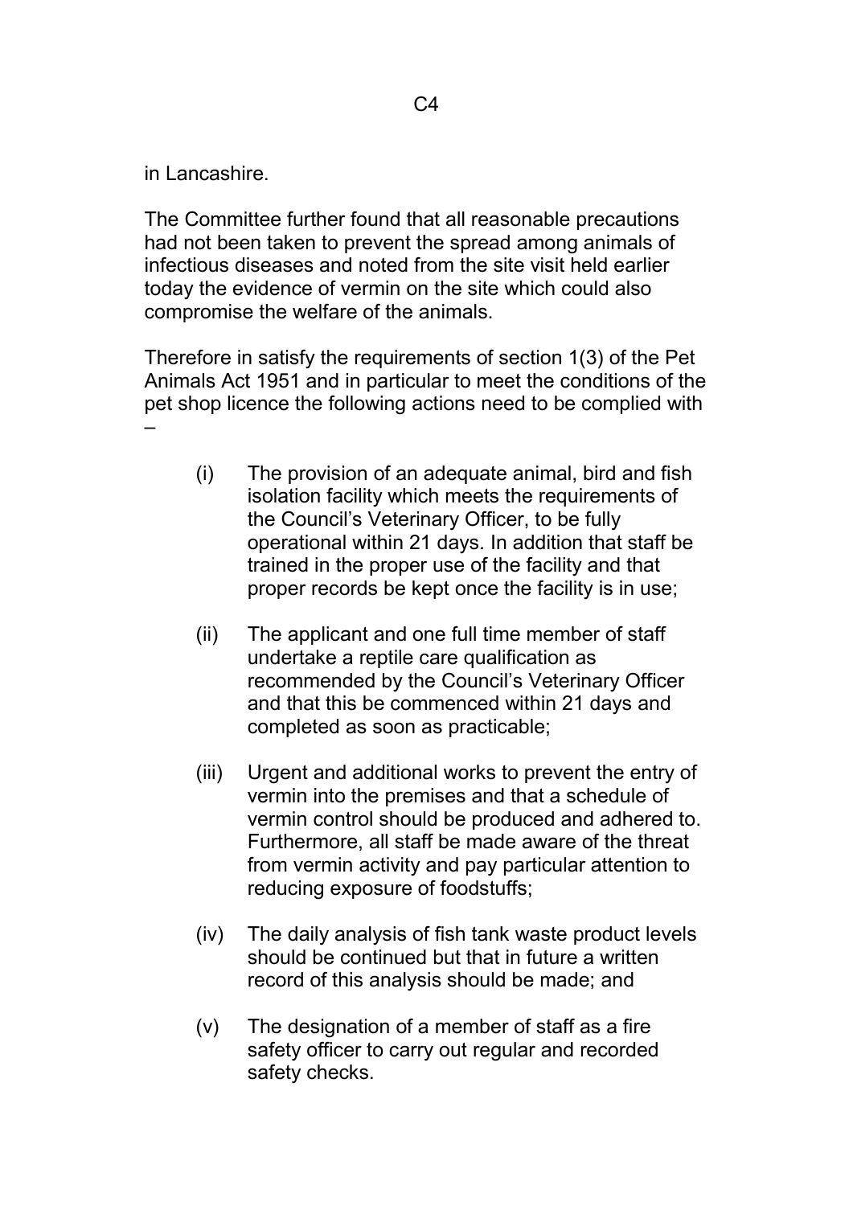in Lancashire.

The Committee further found that all reasonable precautions had not been taken to prevent the spread among animals of infectious diseases and noted from the site visit held earlier today the evidence of vermin on the site which could also compromise the welfare of the animals.

Therefore in satisfy the requirements of section 1(3) of the Pet Animals Act 1951 and in particular to meet the conditions of the pet shop licence the following actions need to be complied with –

(i) The provision of an adequate animal, bird and fish isolation facility which meets the requirements of the Council's Veterinary Officer, to be fully operational within 21 days. In addition that staff be trained in the proper use of the facility and that proper records be kept once the facility is in use;

(ii) The applicant and one full time member of staff undertake a reptile care qualification as recommended by the Council's Veterinary Officer and that this be commenced within 21 days and completed as soon as practicable;

(iii) Urgent and additional works to prevent the entry of vermin into the premises and that a schedule of vermin control should be produced and adhered to. Furthermore, all staff be made aware of the threat from vermin activity and pay particular attention to reducing exposure of foodstuffs;

(iv) The daily analysis of fish tank waste product levels should be continued but that in future a written record of this analysis should be made; and

(v) The designation of a member of staff as a fire safety officer to carry out regular and recorded safety checks.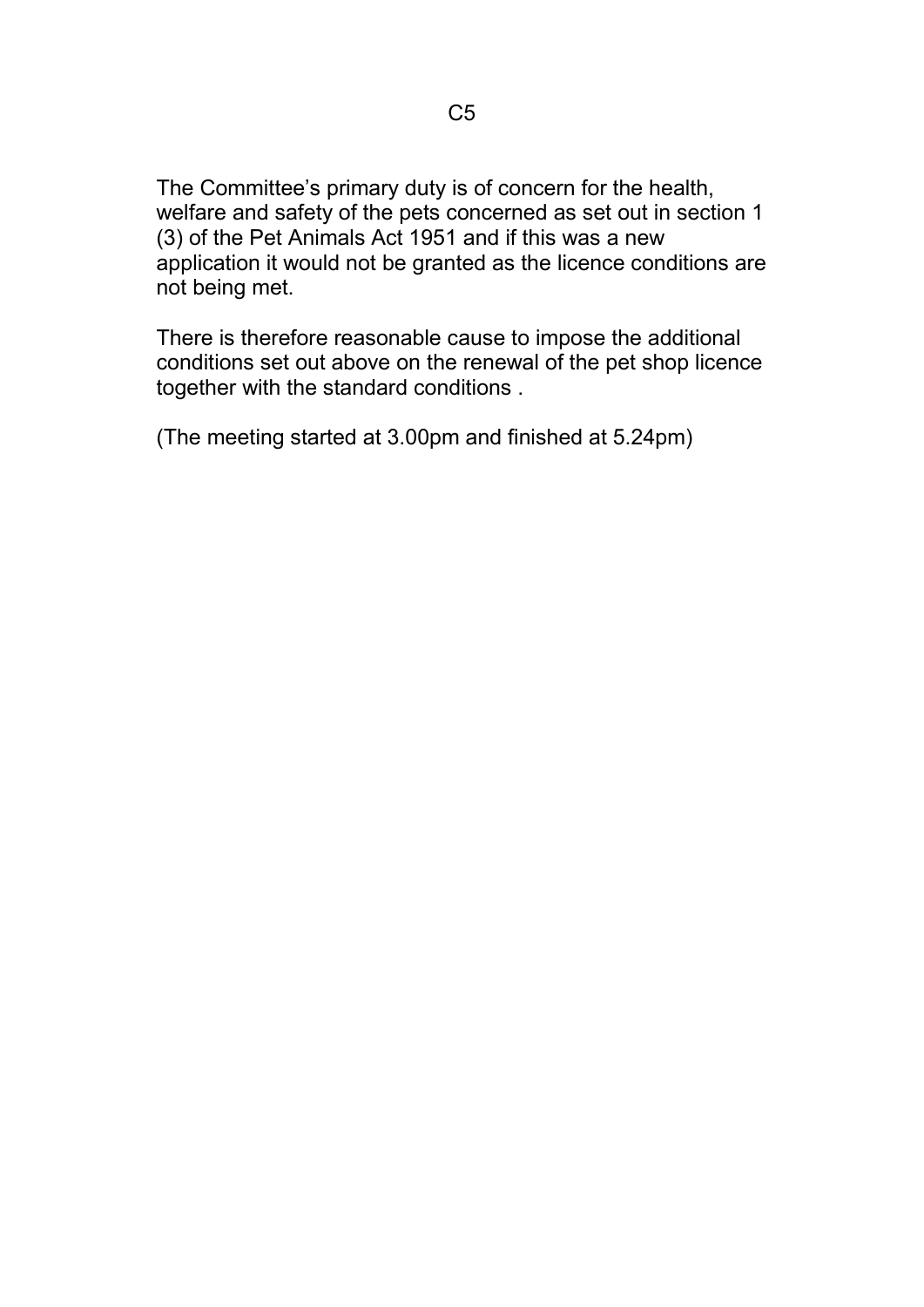The Committee's primary duty is of concern for the health, welfare and safety of the pets concerned as set out in section 1 (3) of the Pet Animals Act 1951 and if this was a new application it would not be granted as the licence conditions are not being met.

There is therefore reasonable cause to impose the additional conditions set out above on the renewal of the pet shop licence together with the standard conditions .

(The meeting started at 3.00pm and finished at 5.24pm)